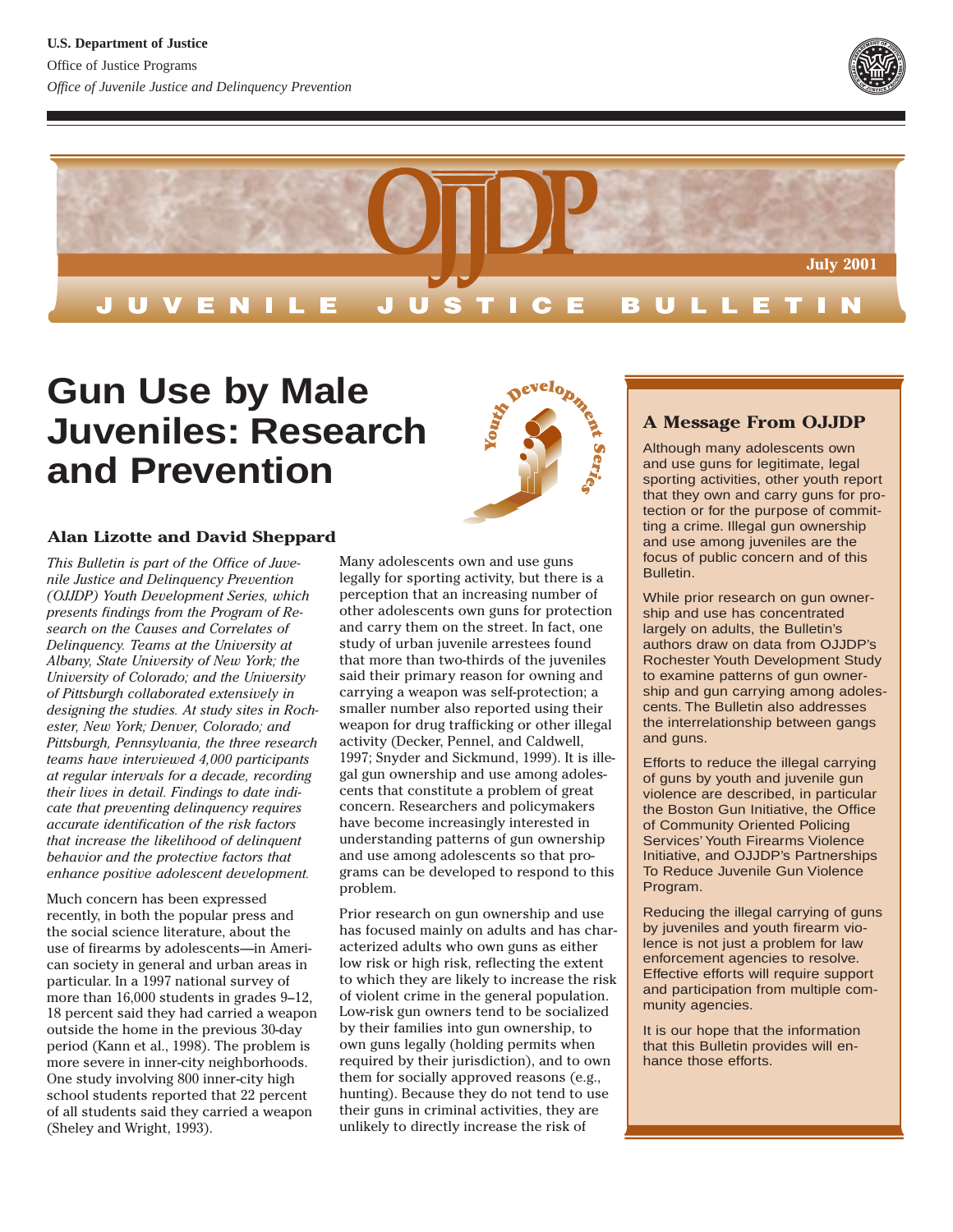U.S. Department of Justice

Office of Justice Programs

*Office of Juvenile Justice and Delinquency Prevention*

OJJDP

July 2001

JUVENILE JUSTICE BULLETIN

# Gun Use by Male Juveniles: Research and Prevention

Youth Development Series

**Alan Lizotte and David Sheppard**

*This Bulletin is part of the Office of Juvenile Justice and Delinquency Prevention (OJJDP) Youth Development Series, which presents findings from the Program of Research on the Causes and Correlates of Delinquency. Teams at the University at Albany, State University of New York; the University of Colorado; and the University of Pittsburgh collaborated extensively in designing the studies. At study sites in Rochester, New York; Denver, Colorado; and Pittsburgh, Pennsylvania, the three research teams have interviewed 4,000 participants at regular intervals for a decade, recording their lives in detail. Findings to date indicate that preventing delinquency requires accurate identification of the risk factors that increase the likelihood of delinquent behavior and the protective factors that enhance positive adolescent development.*

Much concern has been expressed recently, in both the popular press and the social science literature, about the use of firearms by adolescents—in American society in general and urban areas in particular. In a 1997 national survey of more than 16,000 students in grades 9–12, 18 percent said they had carried a weapon outside the home in the previous 30-day period (Kann et al., 1998). The problem is more severe in inner-city neighborhoods. One study involving 800 inner-city high school students reported that 22 percent of all students said they carried a weapon (Sheley and Wright, 1993).

Many adolescents own and use guns legally for sporting activity, but there is a perception that an increasing number of other adolescents own guns for protection and carry them on the street. In fact, one study of urban juvenile arrestees found that more than two-thirds of the juveniles said their primary reason for owning and carrying a weapon was self-protection; a smaller number also reported using their weapon for drug trafficking or other illegal activity (Decker, Pennel, and Caldwell, 1997; Snyder and Sickmund, 1999). It is illegal gun ownership and use among adolescents that constitute a problem of great concern. Researchers and policymakers have become increasingly interested in understanding patterns of gun ownership and use among adolescents so that programs can be developed to respond to this problem.

Prior research on gun ownership and use has focused mainly on adults and has characterized adults who own guns as either low risk or high risk, reflecting the extent to which they are likely to increase the risk of violent crime in the general population. Low-risk gun owners tend to be socialized by their families into gun ownership, to own guns legally (holding permits when required by their jurisdiction), and to own them for socially approved reasons (e.g., hunting). Because they do not tend to use their guns in criminal activities, they are unlikely to directly increase the risk of

## A Message From OJJDP

Although many adolescents own and use guns for legitimate, legal sporting activities, other youth report that they own and carry guns for protection or for the purpose of committing a crime. Illegal gun ownership and use among juveniles are the focus of public concern and of this Bulletin.

While prior research on gun ownership and use has concentrated largely on adults, the Bulletin's authors draw on data from OJJDP's Rochester Youth Development Study to examine patterns of gun ownership and gun carrying among adolescents. The Bulletin also addresses the interrelationship between gangs and guns.

Efforts to reduce the illegal carrying of guns by youth and juvenile gun violence are described, in particular the Boston Gun Initiative, the Office of Community Oriented Policing Services' Youth Firearms Violence Initiative, and OJJDP's Partnerships To Reduce Juvenile Gun Violence Program.

Reducing the illegal carrying of guns by juveniles and youth firearm violence is not just a problem for law enforcement agencies to resolve. Effective efforts will require support and participation from multiple community agencies.

It is our hope that the information that this Bulletin provides will enhance those efforts.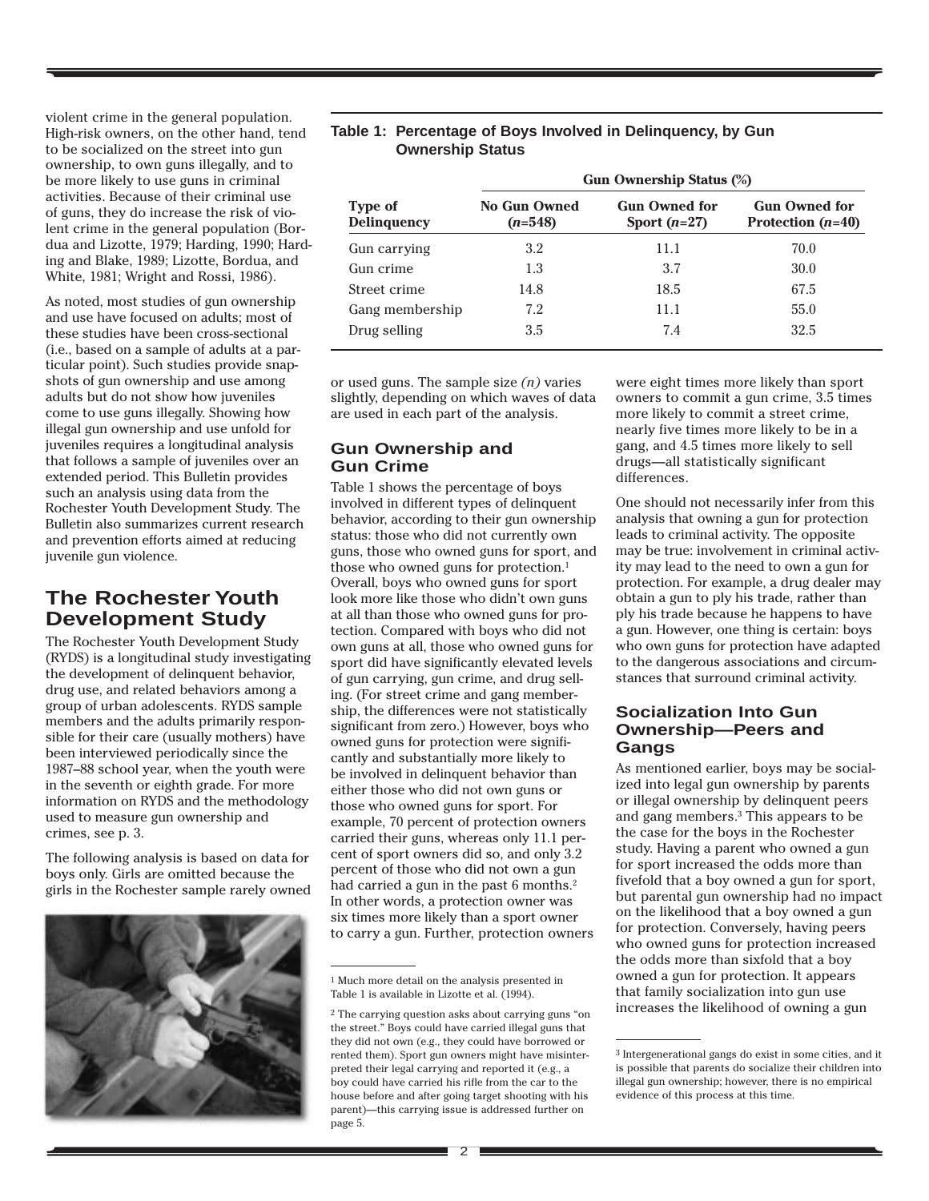violent crime in the general population. High-risk owners, on the other hand, tend to be socialized on the street into gun ownership, to own guns illegally, and to be more likely to use guns in criminal activities. Because of their criminal use of guns, they do increase the risk of violent crime in the general population (Bordua and Lizotte, 1979; Harding, 1990; Harding and Blake, 1989; Lizotte, Bordua, and White, 1981; Wright and Rossi, 1986).

As noted, most studies of gun ownership and use have focused on adults; most of these studies have been cross-sectional (i.e., based on a sample of adults at a particular point). Such studies provide snapshots of gun ownership and use among adults but do not show how juveniles come to use guns illegally. Showing how illegal gun ownership and use unfold for juveniles requires a longitudinal analysis that follows a sample of juveniles over an extended period. This Bulletin provides such an analysis using data from the Rochester Youth Development Study. The Bulletin also summarizes current research and prevention efforts aimed at reducing juvenile gun violence.

## The Rochester Youth Development Study

The Rochester Youth Development Study (RYDS) is a longitudinal study investigating the development of delinquent behavior, drug use, and related behaviors among a group of urban adolescents. RYDS sample members and the adults primarily responsible for their care (usually mothers) have been interviewed periodically since the 1987–88 school year, when the youth were in the seventh or eighth grade. For more information on RYDS and the methodology used to measure gun ownership and crimes, see p. 3.

The following analysis is based on data for boys only. Girls are omitted because the girls in the Rochester sample rarely owned or used guns. The sample size *(n)* varies slightly, depending on which waves of data are used in each part of the analysis.

**Table 1: Percentage of Boys Involved in Delinquency, by Gun Ownership Status**

| Type of Delinquency | Gun Ownership Status (%) | | |
|---|---|---|---|
| | No Gun Owned (*n*=548) | Gun Owned for Sport (*n*=27) | Gun Owned for Protection (*n*=40) |
| Gun carrying | 3.2 | 11.1 | 70.0 |
| Gun crime | 1.3 | 3.7 | 30.0 |
| Street crime | 14.8 | 18.5 | 67.5 |
| Gang membership | 7.2 | 11.1 | 55.0 |
| Drug selling | 3.5 | 7.4 | 32.5 |

### Gun Ownership and Gun Crime

Table 1 shows the percentage of boys involved in different types of delinquent behavior, according to their gun ownership status: those who did not currently own guns, those who owned guns for sport, and those who owned guns for protection.[1] Overall, boys who owned guns for sport look more like those who didn't own guns at all than those who owned guns for protection. Compared with boys who did not own guns at all, those who owned guns for sport did have significantly elevated levels of gun carrying, gun crime, and drug selling. (For street crime and gang membership, the differences were not statistically significant from zero.) However, boys who owned guns for protection were significantly and substantially more likely to be involved in delinquent behavior than either those who did not own guns or those who owned guns for sport. For example, 70 percent of protection owners carried their guns, whereas only 11.1 percent of sport owners did so, and only 3.2 percent of those who did not own a gun had carried a gun in the past 6 months.[2] In other words, a protection owner was six times more likely than a sport owner to carry a gun. Further, protection owners were eight times more likely than sport owners to commit a gun crime, 3.5 times more likely to commit a street crime, nearly five times more likely to be in a gang, and 4.5 times more likely to sell drugs—all statistically significant differences.

One should not necessarily infer from this analysis that owning a gun for protection leads to criminal activity. The opposite may be true: involvement in criminal activity may lead to the need to own a gun for protection. For example, a drug dealer may obtain a gun to ply his trade, rather than ply his trade because he happens to have a gun. However, one thing is certain: boys who own guns for protection have adapted to the dangerous associations and circumstances that surround criminal activity.

### Socialization Into Gun Ownership—Peers and Gangs

As mentioned earlier, boys may be socialized into legal gun ownership by parents or illegal ownership by delinquent peers and gang members.[3] This appears to be the case for the boys in the Rochester study. Having a parent who owned a gun for sport increased the odds more than fivefold that a boy owned a gun for sport, but parental gun ownership had no impact on the likelihood that a boy owned a gun for protection. Conversely, having peers who owned guns for protection increased the odds more than sixfold that a boy owned a gun for protection. It appears that family socialization into gun use increases the likelihood of owning a gun

[1] Much more detail on the analysis presented in Table 1 is available in Lizotte et al. (1994).

[2] The carrying question asks about carrying guns "on the street." Boys could have carried illegal guns that they did not own (e.g., they could have borrowed or rented them). Sport gun owners might have misinterpreted their legal carrying and reported it (e.g., a boy could have carried his rifle from the car to the house before and after going target shooting with his parent)—this carrying issue is addressed further on page 5.

[3] Intergenerational gangs do exist in some cities, and it is possible that parents do socialize their children into illegal gun ownership; however, there is no empirical evidence of this process at this time.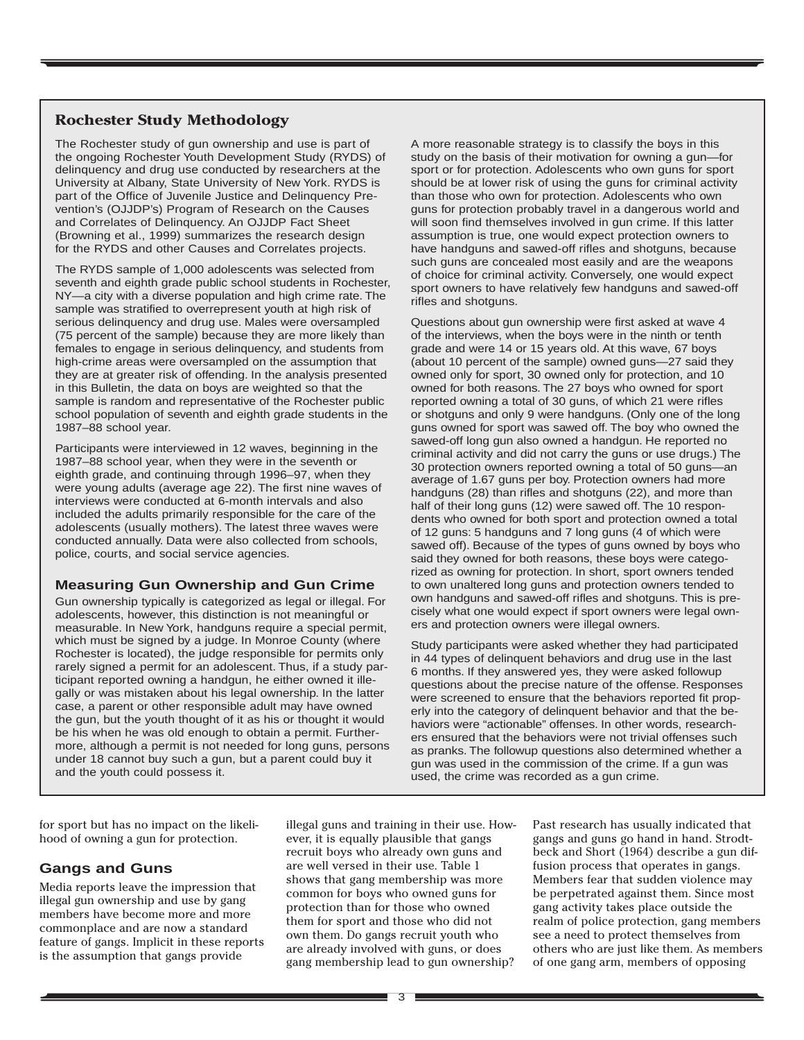## Rochester Study Methodology

The Rochester study of gun ownership and use is part of the ongoing Rochester Youth Development Study (RYDS) of delinquency and drug use conducted by researchers at the University at Albany, State University of New York. RYDS is part of the Office of Juvenile Justice and Delinquency Prevention's (OJJDP's) Program of Research on the Causes and Correlates of Delinquency. An OJJDP Fact Sheet (Browning et al., 1999) summarizes the research design for the RYDS and other Causes and Correlates projects.

The RYDS sample of 1,000 adolescents was selected from seventh and eighth grade public school students in Rochester, NY—a city with a diverse population and high crime rate. The sample was stratified to overrepresent youth at high risk of serious delinquency and drug use. Males were oversampled (75 percent of the sample) because they are more likely than females to engage in serious delinquency, and students from high-crime areas were oversampled on the assumption that they are at greater risk of offending. In the analysis presented in this Bulletin, the data on boys are weighted so that the sample is random and representative of the Rochester public school population of seventh and eighth grade students in the 1987–88 school year.

Participants were interviewed in 12 waves, beginning in the 1987–88 school year, when they were in the seventh or eighth grade, and continuing through 1996–97, when they were young adults (average age 22). The first nine waves of interviews were conducted at 6-month intervals and also included the adults primarily responsible for the care of the adolescents (usually mothers). The latest three waves were conducted annually. Data were also collected from schools, police, courts, and social service agencies.

### Measuring Gun Ownership and Gun Crime

Gun ownership typically is categorized as legal or illegal. For adolescents, however, this distinction is not meaningful or measurable. In New York, handguns require a special permit, which must be signed by a judge. In Monroe County (where Rochester is located), the judge responsible for permits only rarely signed a permit for an adolescent. Thus, if a study participant reported owning a handgun, he either owned it illegally or was mistaken about his legal ownership. In the latter case, a parent or other responsible adult may have owned the gun, but the youth thought of it as his or thought it would be his when he was old enough to obtain a permit. Furthermore, although a permit is not needed for long guns, persons under 18 cannot buy such a gun, but a parent could buy it and the youth could possess it.

A more reasonable strategy is to classify the boys in this study on the basis of their motivation for owning a gun—for sport or for protection. Adolescents who own guns for sport should be at lower risk of using the guns for criminal activity than those who own for protection. Adolescents who own guns for protection probably travel in a dangerous world and will soon find themselves involved in gun crime. If this latter assumption is true, one would expect protection owners to have handguns and sawed-off rifles and shotguns, because such guns are concealed most easily and are the weapons of choice for criminal activity. Conversely, one would expect sport owners to have relatively few handguns and sawed-off rifles and shotguns.

Questions about gun ownership were first asked at wave 4 of the interviews, when the boys were in the ninth or tenth grade and were 14 or 15 years old. At this wave, 67 boys (about 10 percent of the sample) owned guns—27 said they owned only for sport, 30 owned only for protection, and 10 owned for both reasons. The 27 boys who owned for sport reported owning a total of 30 guns, of which 21 were rifles or shotguns and only 9 were handguns. (Only one of the long guns owned for sport was sawed off. The boy who owned the sawed-off long gun also owned a handgun. He reported no criminal activity and did not carry the guns or use drugs.) The 30 protection owners reported owning a total of 50 guns—an average of 1.67 guns per boy. Protection owners had more handguns (28) than rifles and shotguns (22), and more than half of their long guns (12) were sawed off. The 10 respondents who owned for both sport and protection owned a total of 12 guns: 5 handguns and 7 long guns (4 of which were sawed off). Because of the types of guns owned by boys who said they owned for both reasons, these boys were categorized as owning for protection. In short, sport owners tended to own unaltered long guns and protection owners tended to own handguns and sawed-off rifles and shotguns. This is precisely what one would expect if sport owners were legal owners and protection owners were illegal owners.

Study participants were asked whether they had participated in 44 types of delinquent behaviors and drug use in the last 6 months. If they answered yes, they were asked followup questions about the precise nature of the offense. Responses were screened to ensure that the behaviors reported fit properly into the category of delinquent behavior and that the behaviors were "actionable" offenses. In other words, researchers ensured that the behaviors were not trivial offenses such as pranks. The followup questions also determined whether a gun was used in the commission of the crime. If a gun was used, the crime was recorded as a gun crime.

---

for sport but has no impact on the likelihood of owning a gun for protection.

## Gangs and Guns

Media reports leave the impression that illegal gun ownership and use by gang members have become more and more commonplace and are now a standard feature of gangs. Implicit in these reports is the assumption that gangs provide illegal guns and training in their use. However, it is equally plausible that gangs recruit boys who already own guns and are well versed in their use. Table 1 shows that gang membership was more common for boys who owned guns for protection than for those who owned them for sport and those who did not own them. Do gangs recruit youth who are already involved with guns, or does gang membership lead to gun ownership?

Past research has usually indicated that gangs and guns go hand in hand. Strodtbeck and Short (1964) describe a gun diffusion process that operates in gangs. Members fear that sudden violence may be perpetrated against them. Since most gang activity takes place outside the realm of police protection, gang members see a need to protect themselves from others who are just like them. As members of one gang arm, members of opposing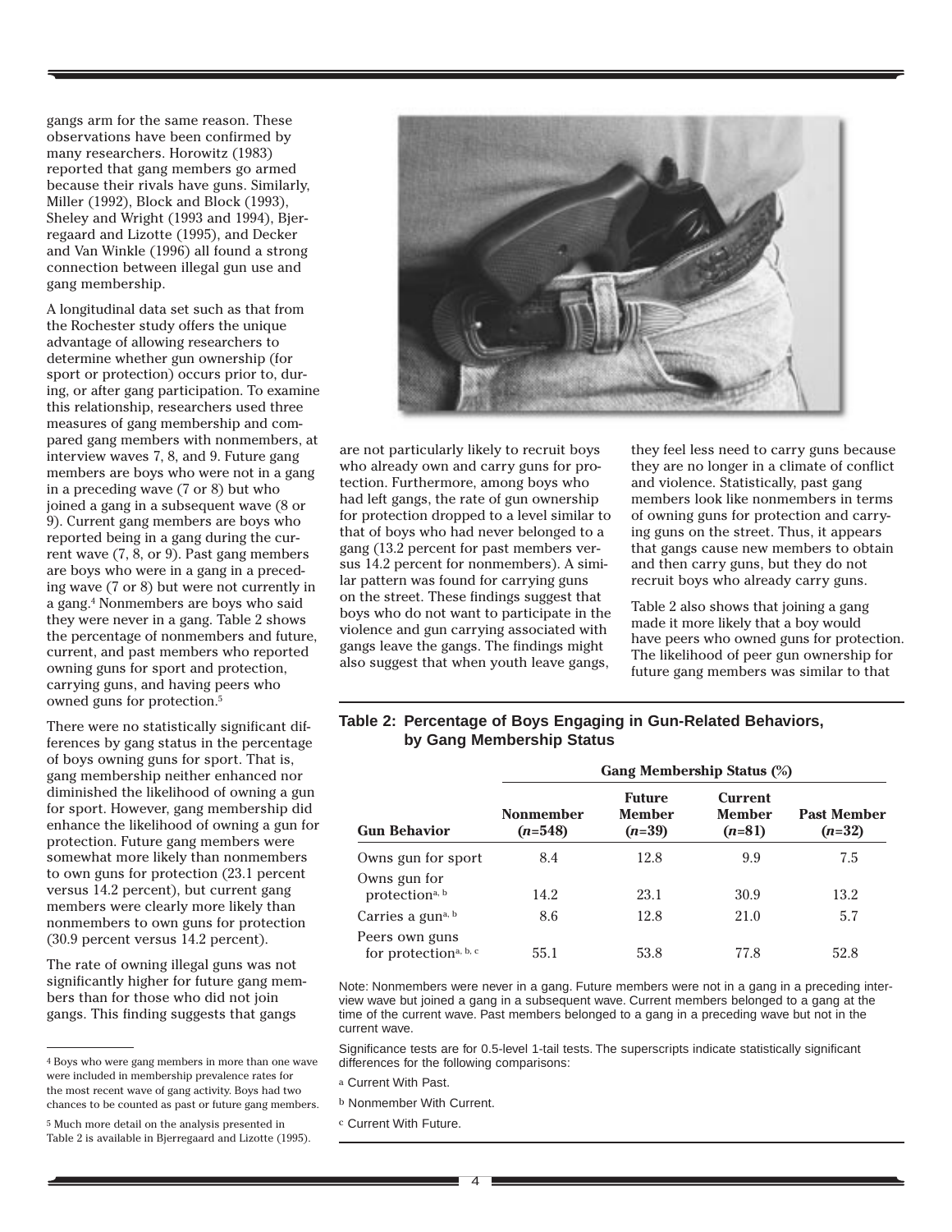gangs arm for the same reason. These observations have been confirmed by many researchers. Horowitz (1983) reported that gang members go armed because their rivals have guns. Similarly, Miller (1992), Block and Block (1993), Sheley and Wright (1993 and 1994), Bjerregaard and Lizotte (1995), and Decker and Van Winkle (1996) all found a strong connection between illegal gun use and gang membership.

A longitudinal data set such as that from the Rochester study offers the unique advantage of allowing researchers to determine whether gun ownership (for sport or protection) occurs prior to, during, or after gang participation. To examine this relationship, researchers used three measures of gang membership and compared gang members with nonmembers, at interview waves 7, 8, and 9. Future gang members are boys who were not in a gang in a preceding wave (7 or 8) but who joined a gang in a subsequent wave (8 or 9). Current gang members are boys who reported being in a gang during the current wave (7, 8, or 9). Past gang members are boys who were in a gang in a preceding wave (7 or 8) but were not currently in a gang.[4] Nonmembers are boys who said they were never in a gang. Table 2 shows the percentage of nonmembers and future, current, and past members who reported owning guns for sport and protection, carrying guns, and having peers who owned guns for protection.[5]

There were no statistically significant differences by gang status in the percentage of boys owning guns for sport. That is, gang membership neither enhanced nor diminished the likelihood of owning a gun for sport. However, gang membership did enhance the likelihood of owning a gun for protection. Future gang members were somewhat more likely than nonmembers to own guns for protection (23.1 percent versus 14.2 percent), but current gang members were clearly more likely than nonmembers to own guns for protection (30.9 percent versus 14.2 percent).

The rate of owning illegal guns was not significantly higher for future gang members than for those who did not join gangs. This finding suggests that gangs are not particularly likely to recruit boys who already own and carry guns for protection. Furthermore, among boys who had left gangs, the rate of gun ownership for protection dropped to a level similar to that of boys who had never belonged to a gang (13.2 percent for past members versus 14.2 percent for nonmembers). A similar pattern was found for carrying guns on the street. These findings suggest that boys who do not want to participate in the violence and gun carrying associated with gangs leave the gangs. The findings might also suggest that when youth leave gangs, they feel less need to carry guns because they are no longer in a climate of conflict and violence. Statistically, past gang members look like nonmembers in terms of owning guns for protection and carrying guns on the street. Thus, it appears that gangs cause new members to obtain and then carry guns, but they do not recruit boys who already carry guns.

Table 2 also shows that joining a gang made it more likely that a boy would have peers who owned guns for protection. The likelihood of peer gun ownership for future gang members was similar to that

**Table 2: Percentage of Boys Engaging in Gun-Related Behaviors, by Gang Membership Status**

| | Gang Membership Status (%) | | | |
|---|---|---|---|---|
| **Gun Behavior** | **Nonmember (*n*=548)** | **Future Member (*n*=39)** | **Current Member (*n*=81)** | **Past Member (*n*=32)** |
| Owns gun for sport | 8.4 | 12.8 | 9.9 | 7.5 |
| Owns gun for protection[a, b] | 14.2 | 23.1 | 30.9 | 13.2 |
| Carries a gun[a, b] | 8.6 | 12.8 | 21.0 | 5.7 |
| Peers own guns for protection[a, b, c] | 55.1 | 53.8 | 77.8 | 52.8 |

Note: Nonmembers were never in a gang. Future members were not in a gang in a preceding interview wave but joined a gang in a subsequent wave. Current members belonged to a gang at the time of the current wave. Past members belonged to a gang in a preceding wave but not in the current wave.

Significance tests are for 0.5-level 1-tail tests. The superscripts indicate statistically significant differences for the following comparisons:

[a] Current With Past.

[b] Nonmember With Current.

[c] Current With Future.

---

[4] Boys who were gang members in more than one wave were included in membership prevalence rates for the most recent wave of gang activity. Boys had two chances to be counted as past or future gang members.

[5] Much more detail on the analysis presented in Table 2 is available in Bjerregaard and Lizotte (1995).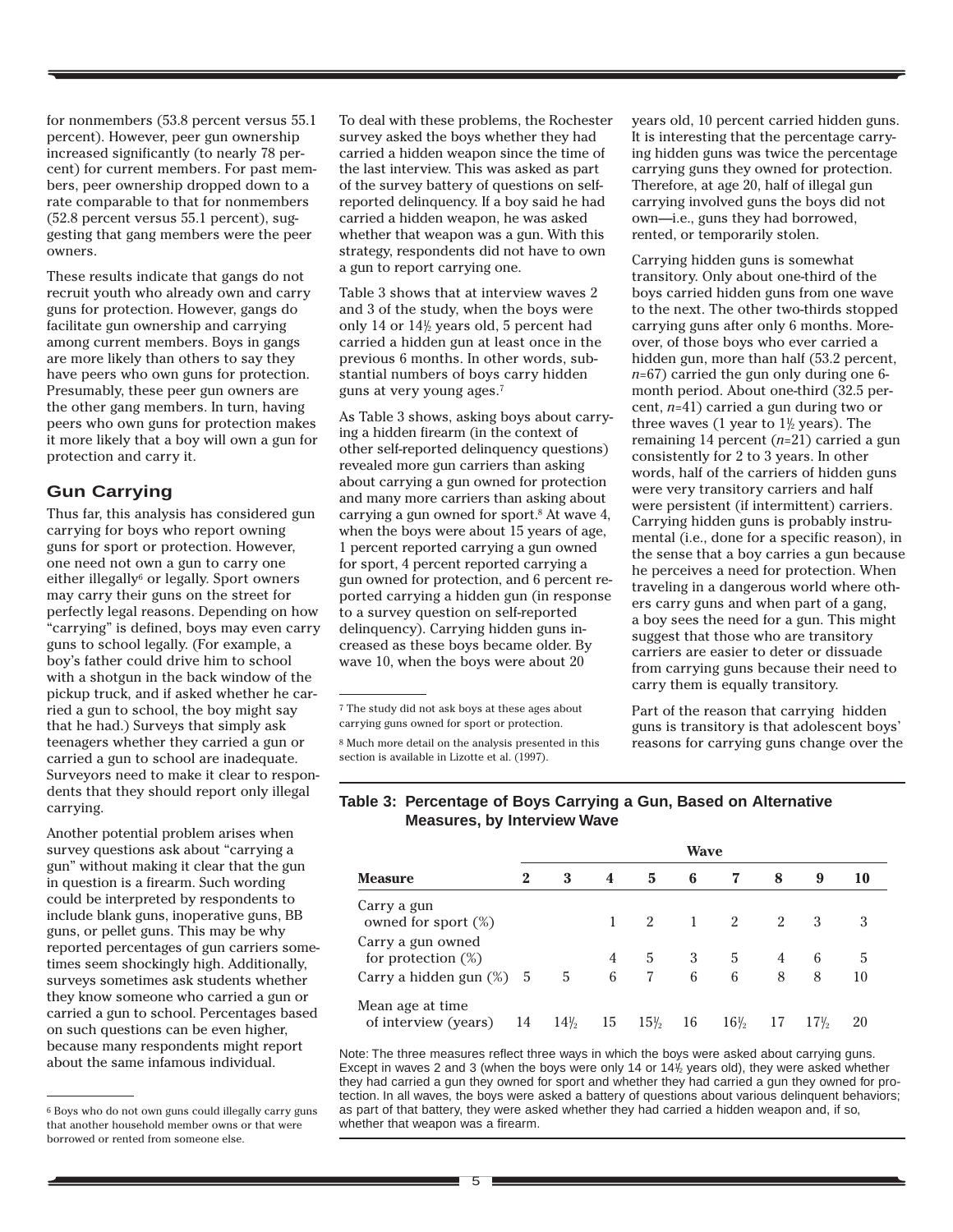for nonmembers (53.8 percent versus 55.1 percent). However, peer gun ownership increased significantly (to nearly 78 percent) for current members. For past members, peer ownership dropped down to a rate comparable to that for nonmembers (52.8 percent versus 55.1 percent), suggesting that gang members were the peer owners.

These results indicate that gangs do not recruit youth who already own and carry guns for protection. However, gangs do facilitate gun ownership and carrying among current members. Boys in gangs are more likely than others to say they have peers who own guns for protection. Presumably, these peer gun owners are the other gang members. In turn, having peers who own guns for protection makes it more likely that a boy will own a gun for protection and carry it.

## Gun Carrying

Thus far, this analysis has considered gun carrying for boys who report owning guns for sport or protection. However, one need not own a gun to carry one either illegally[6] or legally. Sport owners may carry their guns on the street for perfectly legal reasons. Depending on how "carrying" is defined, boys may even carry guns to school legally. (For example, a boy's father could drive him to school with a shotgun in the back window of the pickup truck, and if asked whether he carried a gun to school, the boy might say that he had.) Surveys that simply ask teenagers whether they carried a gun or carried a gun to school are inadequate. Surveyors need to make it clear to respondents that they should report only illegal carrying.

Another potential problem arises when survey questions ask about "carrying a gun" without making it clear that the gun in question is a firearm. Such wording could be interpreted by respondents to include blank guns, inoperative guns, BB guns, or pellet guns. This may be why reported percentages of gun carriers sometimes seem shockingly high. Additionally, surveys sometimes ask students whether they know someone who carried a gun or carried a gun to school. Percentages based on such questions can be even higher, because many respondents might report about the same infamous individual.

To deal with these problems, the Rochester survey asked the boys whether they had carried a hidden weapon since the time of the last interview. This was asked as part of the survey battery of questions on self-reported delinquency. If a boy said he had carried a hidden weapon, he was asked whether that weapon was a gun. With this strategy, respondents did not have to own a gun to report carrying one.

Table 3 shows that at interview waves 2 and 3 of the study, when the boys were only 14 or 14½ years old, 5 percent had carried a hidden gun at least once in the previous 6 months. In other words, substantial numbers of boys carry hidden guns at very young ages.[7]

As Table 3 shows, asking boys about carrying a hidden firearm (in the context of other self-reported delinquency questions) revealed more gun carriers than asking about carrying a gun owned for protection and many more carriers than asking about carrying a gun owned for sport.[8] At wave 4, when the boys were about 15 years of age, 1 percent reported carrying a gun owned for sport, 4 percent reported carrying a gun owned for protection, and 6 percent reported carrying a hidden gun (in response to a survey question on self-reported delinquency). Carrying hidden guns increased as these boys became older. By wave 10, when the boys were about 20 years old, 10 percent carried hidden guns. It is interesting that the percentage carrying hidden guns was twice the percentage carrying guns they owned for protection. Therefore, at age 20, half of illegal gun carrying involved guns the boys did not own—i.e., guns they had borrowed, rented, or temporarily stolen.

Carrying hidden guns is somewhat transitory. Only about one-third of the boys carried hidden guns from one wave to the next. The other two-thirds stopped carrying guns after only 6 months. Moreover, of those boys who ever carried a hidden gun, more than half (53.2 percent, *n*=67) carried the gun only during one 6-month period. About one-third (32.5 percent, *n*=41) carried a gun during two or three waves (1 year to 1½ years). The remaining 14 percent (*n*=21) carried a gun consistently for 2 to 3 years. In other words, half of the carriers of hidden guns were very transitory carriers and half were persistent (if intermittent) carriers. Carrying hidden guns is probably instrumental (i.e., done for a specific reason), in the sense that a boy carries a gun because he perceives a need for protection. When traveling in a dangerous world where others carry guns and when part of a gang, a boy sees the need for a gun. This might suggest that those who are transitory carriers are easier to deter or dissuade from carrying guns because their need to carry them is equally transitory.

Part of the reason that carrying hidden guns is transitory is that adolescent boys' reasons for carrying guns change over the

**Table 3: Percentage of Boys Carrying a Gun, Based on Alternative Measures, by Interview Wave**

| | Wave | | | | | | | | |
|---|---|---|---|---|---|---|---|---|---|
| **Measure** | **2** | **3** | **4** | **5** | **6** | **7** | **8** | **9** | **10** |
| Carry a gun owned for sport (%) | | | 1 | 2 | 1 | 2 | 2 | 3 | 3 |
| Carry a gun owned for protection (%) | | | 4 | 5 | 3 | 5 | 4 | 6 | 5 |
| Carry a hidden gun (%) | 5 | 5 | 6 | 7 | 6 | 6 | 8 | 8 | 10 |
| Mean age at time of interview (years) | 14 | 14½ | 15 | 15½ | 16 | 16½ | 17 | 17½ | 20 |

Note: The three measures reflect three ways in which the boys were asked about carrying guns. Except in waves 2 and 3 (when the boys were only 14 or 14½ years old), they were asked whether they had carried a gun they owned for sport and whether they had carried a gun they owned for protection. In all waves, the boys were asked a battery of questions about various delinquent behaviors; as part of that battery, they were asked whether they had carried a hidden weapon and, if so, whether that weapon was a firearm.

---

[6] Boys who do not own guns could illegally carry guns that another household member owns or that were borrowed or rented from someone else.

[7] The study did not ask boys at these ages about carrying guns owned for sport or protection.

[8] Much more detail on the analysis presented in this section is available in Lizotte et al. (1997).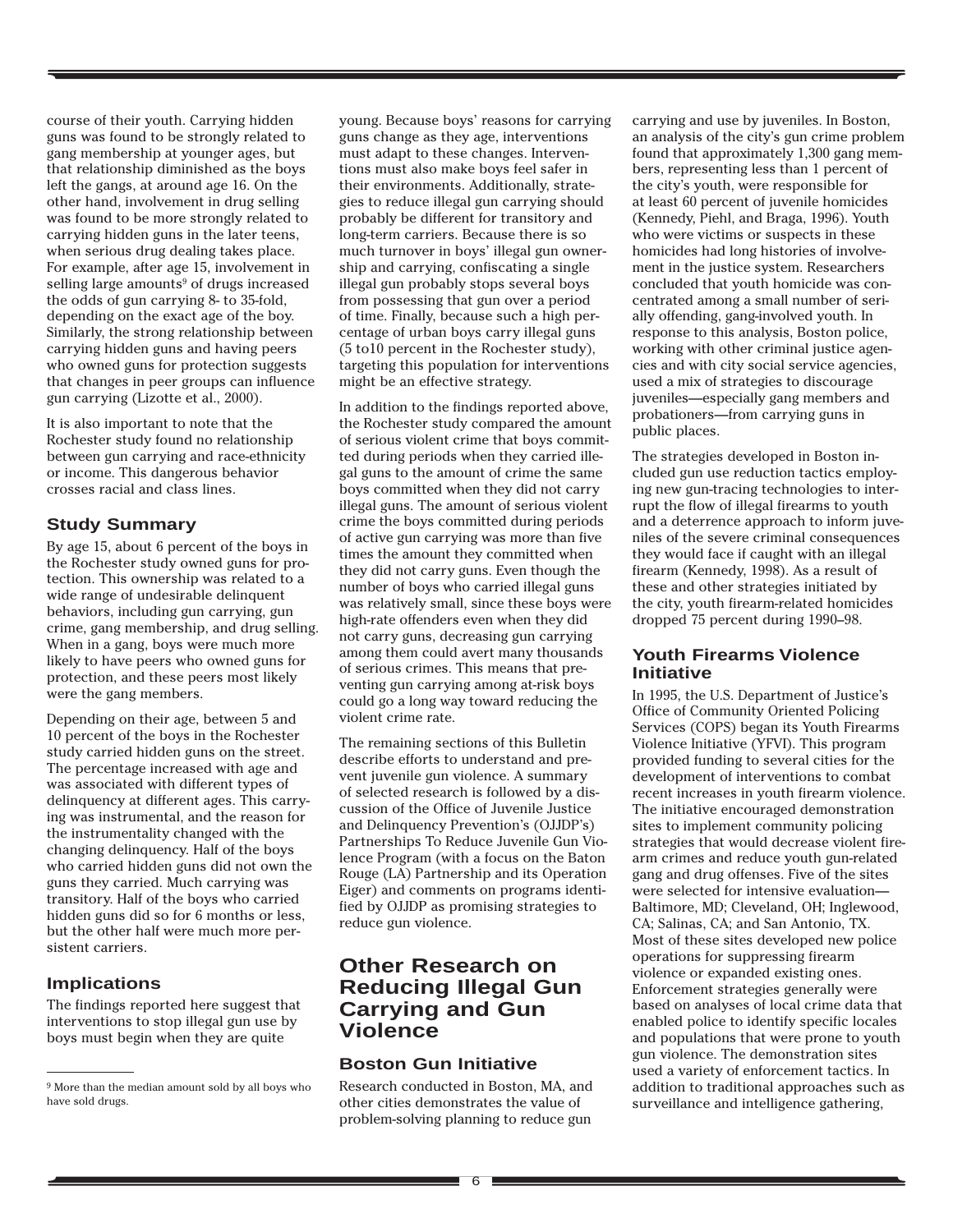course of their youth. Carrying hidden guns was found to be strongly related to gang membership at younger ages, but that relationship diminished as the boys left the gangs, at around age 16. On the other hand, involvement in drug selling was found to be more strongly related to carrying hidden guns in the later teens, when serious drug dealing takes place. For example, after age 15, involvement in selling large amounts[9] of drugs increased the odds of gun carrying 8- to 35-fold, depending on the exact age of the boy. Similarly, the strong relationship between carrying hidden guns and having peers who owned guns for protection suggests that changes in peer groups can influence gun carrying (Lizotte et al., 2000).

It is also important to note that the Rochester study found no relationship between gun carrying and race-ethnicity or income. This dangerous behavior crosses racial and class lines.

### Study Summary

By age 15, about 6 percent of the boys in the Rochester study owned guns for protection. This ownership was related to a wide range of undesirable delinquent behaviors, including gun carrying, gun crime, gang membership, and drug selling. When in a gang, boys were much more likely to have peers who owned guns for protection, and these peers most likely were the gang members.

Depending on their age, between 5 and 10 percent of the boys in the Rochester study carried hidden guns on the street. The percentage increased with age and was associated with different types of delinquency at different ages. This carrying was instrumental, and the reason for the instrumentality changed with the changing delinquency. Half of the boys who carried hidden guns did not own the guns they carried. Much carrying was transitory. Half of the boys who carried hidden guns did so for 6 months or less, but the other half were much more persistent carriers.

### Implications

The findings reported here suggest that interventions to stop illegal gun use by boys must begin when they are quite young. Because boys' reasons for carrying guns change as they age, interventions must adapt to these changes. Interventions must also make boys feel safer in their environments. Additionally, strategies to reduce illegal gun carrying should probably be different for transitory and long-term carriers. Because there is so much turnover in boys' illegal gun ownership and carrying, confiscating a single illegal gun probably stops several boys from possessing that gun over a period of time. Finally, because such a high percentage of urban boys carry illegal guns (5 to10 percent in the Rochester study), targeting this population for interventions might be an effective strategy.

In addition to the findings reported above, the Rochester study compared the amount of serious violent crime that boys committed during periods when they carried illegal guns to the amount of crime the same boys committed when they did not carry illegal guns. The amount of serious violent crime the boys committed during periods of active gun carrying was more than five times the amount they committed when they did not carry guns. Even though the number of boys who carried illegal guns was relatively small, since these boys were high-rate offenders even when they did not carry guns, decreasing gun carrying among them could avert many thousands of serious crimes. This means that preventing gun carrying among at-risk boys could go a long way toward reducing the violent crime rate.

The remaining sections of this Bulletin describe efforts to understand and prevent juvenile gun violence. A summary of selected research is followed by a discussion of the Office of Juvenile Justice and Delinquency Prevention's (OJJDP's) Partnerships To Reduce Juvenile Gun Violence Program (with a focus on the Baton Rouge (LA) Partnership and its Operation Eiger) and comments on programs identified by OJJDP as promising strategies to reduce gun violence.

## Other Research on Reducing Illegal Gun Carrying and Gun Violence

### Boston Gun Initiative

Research conducted in Boston, MA, and other cities demonstrates the value of problem-solving planning to reduce gun carrying and use by juveniles. In Boston, an analysis of the city's gun crime problem found that approximately 1,300 gang members, representing less than 1 percent of the city's youth, were responsible for at least 60 percent of juvenile homicides (Kennedy, Piehl, and Braga, 1996). Youth who were victims or suspects in these homicides had long histories of involvement in the justice system. Researchers concluded that youth homicide was concentrated among a small number of serially offending, gang-involved youth. In response to this analysis, Boston police, working with other criminal justice agencies and with city social service agencies, used a mix of strategies to discourage juveniles—especially gang members and probationers—from carrying guns in public places.

The strategies developed in Boston included gun use reduction tactics employing new gun-tracing technologies to interrupt the flow of illegal firearms to youth and a deterrence approach to inform juveniles of the severe criminal consequences they would face if caught with an illegal firearm (Kennedy, 1998). As a result of these and other strategies initiated by the city, youth firearm-related homicides dropped 75 percent during 1990–98.

### Youth Firearms Violence Initiative

In 1995, the U.S. Department of Justice's Office of Community Oriented Policing Services (COPS) began its Youth Firearms Violence Initiative (YFVI). This program provided funding to several cities for the development of interventions to combat recent increases in youth firearm violence. The initiative encouraged demonstration sites to implement community policing strategies that would decrease violent firearm crimes and reduce youth gun-related gang and drug offenses. Five of the sites were selected for intensive evaluation—Baltimore, MD; Cleveland, OH; Inglewood, CA; Salinas, CA; and San Antonio, TX. Most of these sites developed new police operations for suppressing firearm violence or expanded existing ones. Enforcement strategies generally were based on analyses of local crime data that enabled police to identify specific locales and populations that were prone to youth gun violence. The demonstration sites used a variety of enforcement tactics. In addition to traditional approaches such as surveillance and intelligence gathering,

---

[9] More than the median amount sold by all boys who have sold drugs.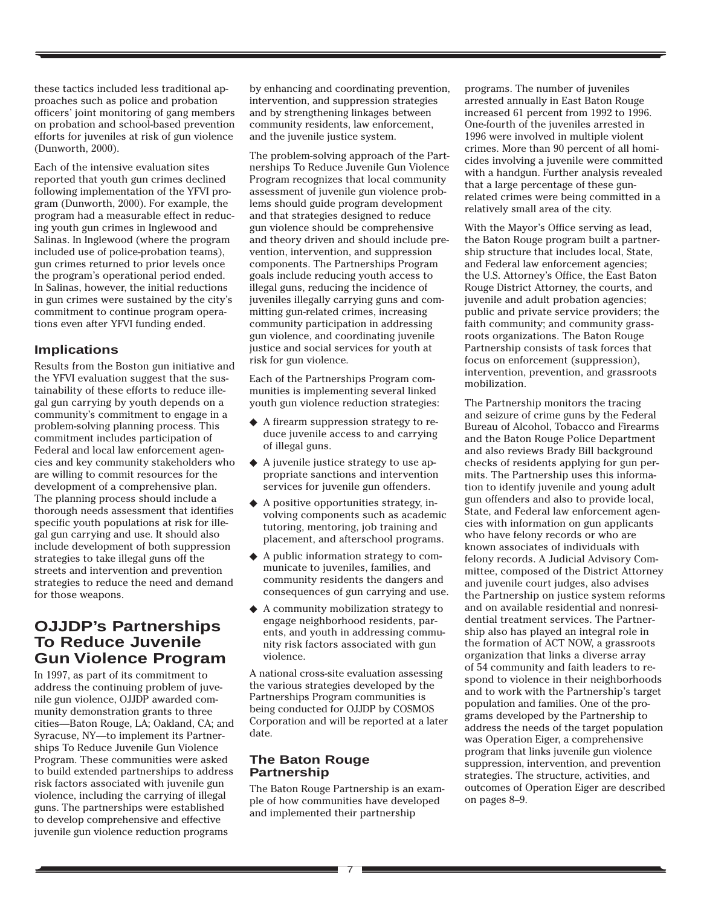these tactics included less traditional approaches such as police and probation officers' joint monitoring of gang members on probation and school-based prevention efforts for juveniles at risk of gun violence (Dunworth, 2000).

Each of the intensive evaluation sites reported that youth gun crimes declined following implementation of the YFVI program (Dunworth, 2000). For example, the program had a measurable effect in reducing youth gun crimes in Inglewood and Salinas. In Inglewood (where the program included use of police-probation teams), gun crimes returned to prior levels once the program's operational period ended. In Salinas, however, the initial reductions in gun crimes were sustained by the city's commitment to continue program operations even after YFVI funding ended.

### Implications

Results from the Boston gun initiative and the YFVI evaluation suggest that the sustainability of these efforts to reduce illegal gun carrying by youth depends on a community's commitment to engage in a problem-solving planning process. This commitment includes participation of Federal and local law enforcement agencies and key community stakeholders who are willing to commit resources for the development of a comprehensive plan. The planning process should include a thorough needs assessment that identifies specific youth populations at risk for illegal gun carrying and use. It should also include development of both suppression strategies to take illegal guns off the streets and intervention and prevention strategies to reduce the need and demand for those weapons.

## OJJDP's Partnerships To Reduce Juvenile Gun Violence Program

In 1997, as part of its commitment to address the continuing problem of juvenile gun violence, OJJDP awarded community demonstration grants to three cities—Baton Rouge, LA; Oakland, CA; and Syracuse, NY—to implement its Partnerships To Reduce Juvenile Gun Violence Program. These communities were asked to build extended partnerships to address risk factors associated with juvenile gun violence, including the carrying of illegal guns. The partnerships were established to develop comprehensive and effective juvenile gun violence reduction programs by enhancing and coordinating prevention, intervention, and suppression strategies and by strengthening linkages between community residents, law enforcement, and the juvenile justice system.

The problem-solving approach of the Partnerships To Reduce Juvenile Gun Violence Program recognizes that local community assessment of juvenile gun violence problems should guide program development and that strategies designed to reduce gun violence should be comprehensive and theory driven and should include prevention, intervention, and suppression components. The Partnerships Program goals include reducing youth access to illegal guns, reducing the incidence of juveniles illegally carrying guns and committing gun-related crimes, increasing community participation in addressing gun violence, and coordinating juvenile justice and social services for youth at risk for gun violence.

Each of the Partnerships Program communities is implementing several linked youth gun violence reduction strategies:

- A firearm suppression strategy to reduce juvenile access to and carrying of illegal guns.
- A juvenile justice strategy to use appropriate sanctions and intervention services for juvenile gun offenders.
- A positive opportunities strategy, involving components such as academic tutoring, mentoring, job training and placement, and afterschool programs.
- A public information strategy to communicate to juveniles, families, and community residents the dangers and consequences of gun carrying and use.
- A community mobilization strategy to engage neighborhood residents, parents, and youth in addressing community risk factors associated with gun violence.

A national cross-site evaluation assessing the various strategies developed by the Partnerships Program communities is being conducted for OJJDP by COSMOS Corporation and will be reported at a later date.

### The Baton Rouge Partnership

The Baton Rouge Partnership is an example of how communities have developed and implemented their partnership programs. The number of juveniles arrested annually in East Baton Rouge increased 61 percent from 1992 to 1996. One-fourth of the juveniles arrested in 1996 were involved in multiple violent crimes. More than 90 percent of all homicides involving a juvenile were committed with a handgun. Further analysis revealed that a large percentage of these gun-related crimes were being committed in a relatively small area of the city.

With the Mayor's Office serving as lead, the Baton Rouge program built a partnership structure that includes local, State, and Federal law enforcement agencies; the U.S. Attorney's Office, the East Baton Rouge District Attorney, the courts, and juvenile and adult probation agencies; public and private service providers; the faith community; and community grassroots organizations. The Baton Rouge Partnership consists of task forces that focus on enforcement (suppression), intervention, prevention, and grassroots mobilization.

The Partnership monitors the tracing and seizure of crime guns by the Federal Bureau of Alcohol, Tobacco and Firearms and the Baton Rouge Police Department and also reviews Brady Bill background checks of residents applying for gun permits. The Partnership uses this information to identify juvenile and young adult gun offenders and also to provide local, State, and Federal law enforcement agencies with information on gun applicants who have felony records or who are known associates of individuals with felony records. A Judicial Advisory Committee, composed of the District Attorney and juvenile court judges, also advises the Partnership on justice system reforms and on available residential and nonresidential treatment services. The Partnership also has played an integral role in the formation of ACT NOW, a grassroots organization that links a diverse array of 54 community and faith leaders to respond to violence in their neighborhoods and to work with the Partnership's target population and families. One of the programs developed by the Partnership to address the needs of the target population was Operation Eiger, a comprehensive program that links juvenile gun violence suppression, intervention, and prevention strategies. The structure, activities, and outcomes of Operation Eiger are described on pages 8–9.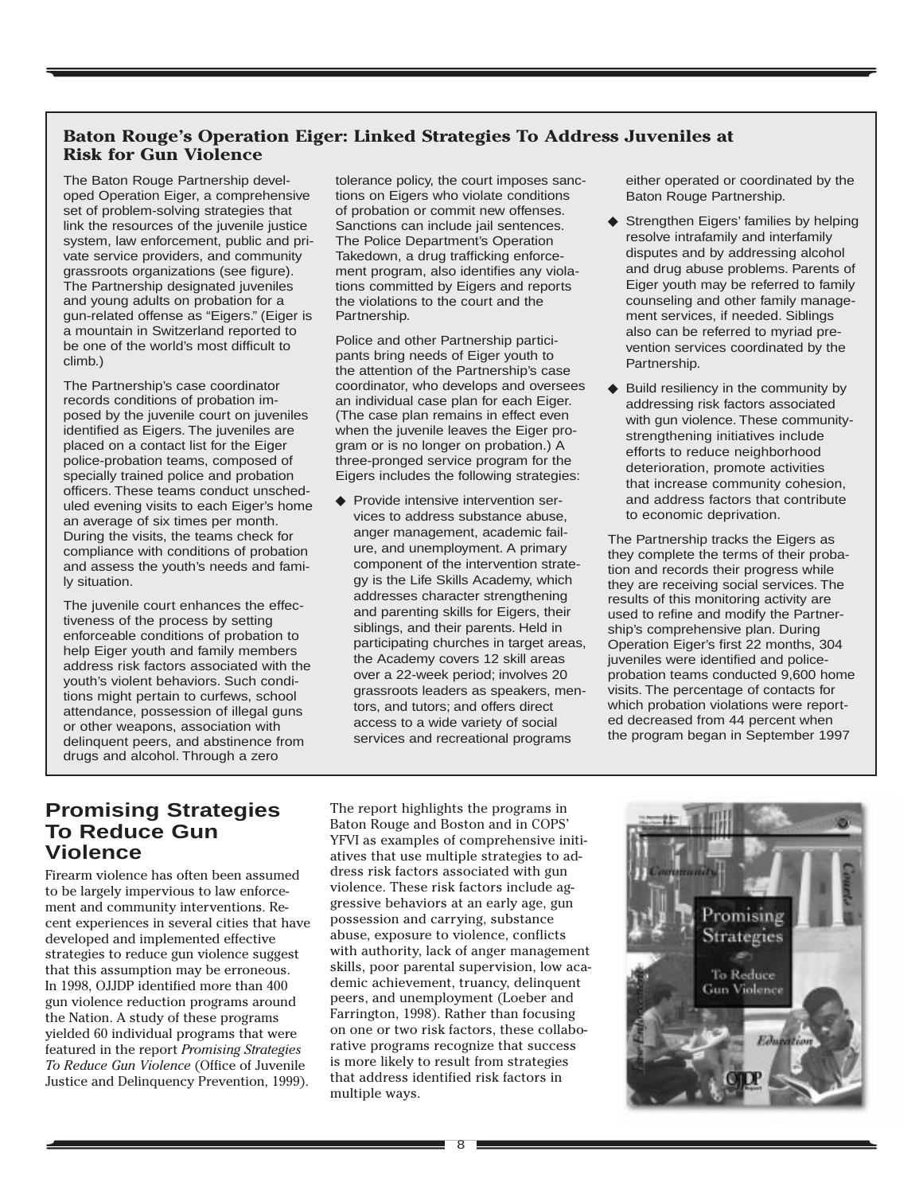## Baton Rouge's Operation Eiger: Linked Strategies To Address Juveniles at Risk for Gun Violence

The Baton Rouge Partnership developed Operation Eiger, a comprehensive set of problem-solving strategies that link the resources of the juvenile justice system, law enforcement, public and private service providers, and community grassroots organizations (see figure). The Partnership designated juveniles and young adults on probation for a gun-related offense as "Eigers." (Eiger is a mountain in Switzerland reported to be one of the world's most difficult to climb.)

The Partnership's case coordinator records conditions of probation imposed by the juvenile court on juveniles identified as Eigers. The juveniles are placed on a contact list for the Eiger police-probation teams, composed of specially trained police and probation officers. These teams conduct unscheduled evening visits to each Eiger's home an average of six times per month. During the visits, the teams check for compliance with conditions of probation and assess the youth's needs and family situation.

The juvenile court enhances the effectiveness of the process by setting enforceable conditions of probation to help Eiger youth and family members address risk factors associated with the youth's violent behaviors. Such conditions might pertain to curfews, school attendance, possession of illegal guns or other weapons, association with delinquent peers, and abstinence from drugs and alcohol. Through a zero tolerance policy, the court imposes sanctions on Eigers who violate conditions of probation or commit new offenses. Sanctions can include jail sentences. The Police Department's Operation Takedown, a drug trafficking enforcement program, also identifies any violations committed by Eigers and reports the violations to the court and the Partnership.

Police and other Partnership participants bring needs of Eiger youth to the attention of the Partnership's case coordinator, who develops and oversees an individual case plan for each Eiger. (The case plan remains in effect even when the juvenile leaves the Eiger program or is no longer on probation.) A three-pronged service program for the Eigers includes the following strategies:

- Provide intensive intervention services to address substance abuse, anger management, academic failure, and unemployment. A primary component of the intervention strategy is the Life Skills Academy, which addresses character strengthening and parenting skills for Eigers, their siblings, and their parents. Held in participating churches in target areas, the Academy covers 12 skill areas over a 22-week period; involves 20 grassroots leaders as speakers, mentors, and tutors; and offers direct access to a wide variety of social services and recreational programs either operated or coordinated by the Baton Rouge Partnership.
- Strengthen Eigers' families by helping resolve intrafamily and interfamily disputes and by addressing alcohol and drug abuse problems. Parents of Eiger youth may be referred to family counseling and other family management services, if needed. Siblings also can be referred to myriad prevention services coordinated by the Partnership.
- Build resiliency in the community by addressing risk factors associated with gun violence. These community-strengthening initiatives include efforts to reduce neighborhood deterioration, promote activities that increase community cohesion, and address factors that contribute to economic deprivation.

The Partnership tracks the Eigers as they complete the terms of their probation and records their progress while they are receiving social services. The results of this monitoring activity are used to refine and modify the Partnership's comprehensive plan. During Operation Eiger's first 22 months, 304 juveniles were identified and police-probation teams conducted 9,600 home visits. The percentage of contacts for which probation violations were reported decreased from 44 percent when the program began in September 1997

## Promising Strategies To Reduce Gun Violence

Firearm violence has often been assumed to be largely impervious to law enforcement and community interventions. Recent experiences in several cities that have developed and implemented effective strategies to reduce gun violence suggest that this assumption may be erroneous. In 1998, OJJDP identified more than 400 gun violence reduction programs around the Nation. A study of these programs yielded 60 individual programs that were featured in the report *Promising Strategies To Reduce Gun Violence* (Office of Juvenile Justice and Delinquency Prevention, 1999).

The report highlights the programs in Baton Rouge and Boston and in COPS' YFVI as examples of comprehensive initiatives that use multiple strategies to address risk factors associated with gun violence. These risk factors include aggressive behaviors at an early age, gun possession and carrying, substance abuse, exposure to violence, conflicts with authority, lack of anger management skills, poor parental supervision, low academic achievement, truancy, delinquent peers, and unemployment (Loeber and Farrington, 1998). Rather than focusing on one or two risk factors, these collaborative programs recognize that success is more likely to result from strategies that address identified risk factors in multiple ways.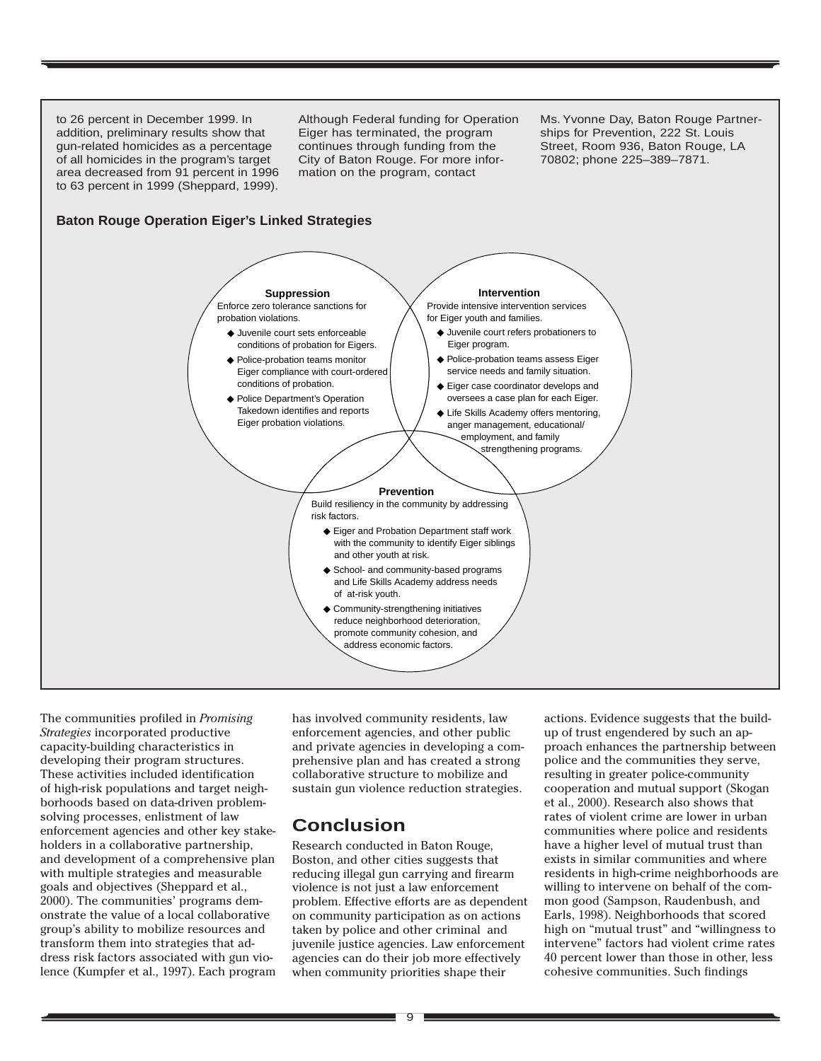to 26 percent in December 1999. In addition, preliminary results show that gun-related homicides as a percentage of all homicides in the program's target area decreased from 91 percent in 1996 to 63 percent in 1999 (Sheppard, 1999).

Although Federal funding for Operation Eiger has terminated, the program continues through funding from the City of Baton Rouge. For more information on the program, contact Ms. Yvonne Day, Baton Rouge Partnerships for Prevention, 222 St. Louis Street, Room 936, Baton Rouge, LA 70802; phone 225–389–7871.

**Baton Rouge Operation Eiger's Linked Strategies**

**Suppression**

Enforce zero tolerance sanctions for probation violations.

- Juvenile court sets enforceable conditions of probation for Eigers.
- Police-probation teams monitor Eiger compliance with court-ordered conditions of probation.
- Police Department's Operation Takedown identifies and reports Eiger probation violations.

**Intervention**

Provide intensive intervention services for Eiger youth and families.

- Juvenile court refers probationers to Eiger program.
- Police-probation teams assess Eiger service needs and family situation.
- Eiger case coordinator develops and oversees a case plan for each Eiger.
- Life Skills Academy offers mentoring, anger management, educational/employment, and family strengthening programs.

**Prevention**

Build resiliency in the community by addressing risk factors.

- Eiger and Probation Department staff work with the community to identify Eiger siblings and other youth at risk.
- School- and community-based programs and Life Skills Academy address needs of at-risk youth.
- Community-strengthening initiatives reduce neighborhood deterioration, promote community cohesion, and address economic factors.

The communities profiled in *Promising Strategies* incorporated productive capacity-building characteristics in developing their program structures. These activities included identification of high-risk populations and target neighborhoods based on data-driven problem-solving processes, enlistment of law enforcement agencies and other key stakeholders in a collaborative partnership, and development of a comprehensive plan with multiple strategies and measurable goals and objectives (Sheppard et al., 2000). The communities' programs demonstrate the value of a local collaborative group's ability to mobilize resources and transform them into strategies that address risk factors associated with gun violence (Kumpfer et al., 1997). Each program has involved community residents, law enforcement agencies, and other public and private agencies in developing a comprehensive plan and has created a strong collaborative structure to mobilize and sustain gun violence reduction strategies.

## Conclusion

Research conducted in Baton Rouge, Boston, and other cities suggests that reducing illegal gun carrying and firearm violence is not just a law enforcement problem. Effective efforts are as dependent on community participation as on actions taken by police and other criminal and juvenile justice agencies. Law enforcement agencies can do their job more effectively when community priorities shape their actions. Evidence suggests that the buildup of trust engendered by such an approach enhances the partnership between police and the communities they serve, resulting in greater police-community cooperation and mutual support (Skogan et al., 2000). Research also shows that rates of violent crime are lower in urban communities where police and residents have a higher level of mutual trust than exists in similar communities and where residents in high-crime neighborhoods are willing to intervene on behalf of the common good (Sampson, Raudenbush, and Earls, 1998). Neighborhoods that scored high on "mutual trust" and "willingness to intervene" factors had violent crime rates 40 percent lower than those in other, less cohesive communities. Such findings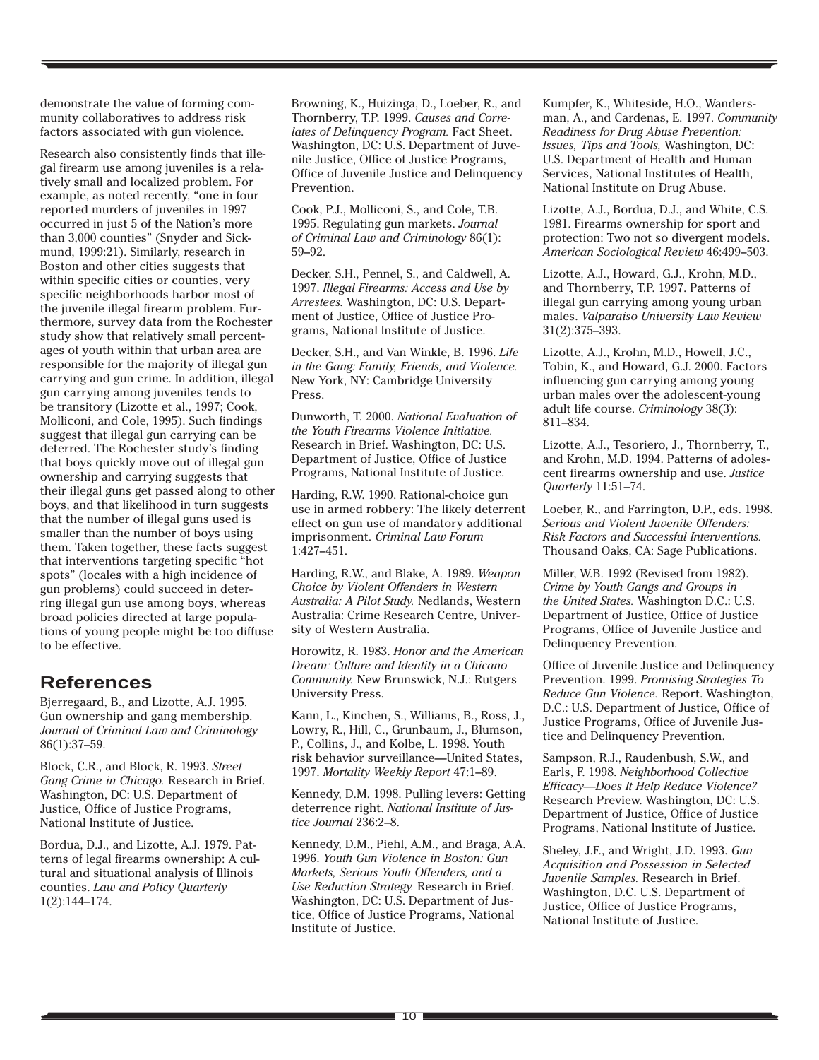demonstrate the value of forming community collaboratives to address risk factors associated with gun violence.

Research also consistently finds that illegal firearm use among juveniles is a relatively small and localized problem. For example, as noted recently, "one in four reported murders of juveniles in 1997 occurred in just 5 of the Nation's more than 3,000 counties" (Snyder and Sickmund, 1999:21). Similarly, research in Boston and other cities suggests that within specific cities or counties, very specific neighborhoods harbor most of the juvenile illegal firearm problem. Furthermore, survey data from the Rochester study show that relatively small percentages of youth within that urban area are responsible for the majority of illegal gun carrying and gun crime. In addition, illegal gun carrying among juveniles tends to be transitory (Lizotte et al., 1997; Cook, Molliconi, and Cole, 1995). Such findings suggest that illegal gun carrying can be deterred. The Rochester study's finding that boys quickly move out of illegal gun ownership and carrying suggests that their illegal guns get passed along to other boys, and that likelihood in turn suggests that the number of illegal guns used is smaller than the number of boys using them. Taken together, these facts suggest that interventions targeting specific "hot spots" (locales with a high incidence of gun problems) could succeed in deterring illegal gun use among boys, whereas broad policies directed at large populations of young people might be too diffuse to be effective.

## References

Bjerregaard, B., and Lizotte, A.J. 1995. Gun ownership and gang membership. *Journal of Criminal Law and Criminology* 86(1):37–59.

Block, C.R., and Block, R. 1993. *Street Gang Crime in Chicago.* Research in Brief. Washington, DC: U.S. Department of Justice, Office of Justice Programs, National Institute of Justice.

Bordua, D.J., and Lizotte, A.J. 1979. Patterns of legal firearms ownership: A cultural and situational analysis of Illinois counties. *Law and Policy Quarterly* 1(2):144–174.

Browning, K., Huizinga, D., Loeber, R., and Thornberry, T.P. 1999. *Causes and Correlates of Delinquency Program.* Fact Sheet. Washington, DC: U.S. Department of Juvenile Justice, Office of Justice Programs, Office of Juvenile Justice and Delinquency Prevention.

Cook, P.J., Molliconi, S., and Cole, T.B. 1995. Regulating gun markets. *Journal of Criminal Law and Criminology* 86(1): 59–92.

Decker, S.H., Pennel, S., and Caldwell, A. 1997. *Illegal Firearms: Access and Use by Arrestees.* Washington, DC: U.S. Department of Justice, Office of Justice Programs, National Institute of Justice.

Decker, S.H., and Van Winkle, B. 1996. *Life in the Gang: Family, Friends, and Violence.* New York, NY: Cambridge University Press.

Dunworth, T. 2000. *National Evaluation of the Youth Firearms Violence Initiative.* Research in Brief. Washington, DC: U.S. Department of Justice, Office of Justice Programs, National Institute of Justice.

Harding, R.W. 1990. Rational-choice gun use in armed robbery: The likely deterrent effect on gun use of mandatory additional imprisonment. *Criminal Law Forum* 1:427–451.

Harding, R.W., and Blake, A. 1989. *Weapon Choice by Violent Offenders in Western Australia: A Pilot Study.* Nedlands, Western Australia: Crime Research Centre, University of Western Australia.

Horowitz, R. 1983. *Honor and the American Dream: Culture and Identity in a Chicano Community.* New Brunswick, N.J.: Rutgers University Press.

Kann, L., Kinchen, S., Williams, B., Ross, J., Lowry, R., Hill, C., Grunbaum, J., Blumson, P., Collins, J., and Kolbe, L. 1998. Youth risk behavior surveillance—United States, 1997. *Mortality Weekly Report* 47:1–89.

Kennedy, D.M. 1998. Pulling levers: Getting deterrence right. *National Institute of Justice Journal* 236:2–8.

Kennedy, D.M., Piehl, A.M., and Braga, A.A. 1996. *Youth Gun Violence in Boston: Gun Markets, Serious Youth Offenders, and a Use Reduction Strategy.* Research in Brief. Washington, DC: U.S. Department of Justice, Office of Justice Programs, National Institute of Justice.

Kumpfer, K., Whiteside, H.O., Wandersman, A., and Cardenas, E. 1997. *Community Readiness for Drug Abuse Prevention: Issues, Tips and Tools,* Washington, DC: U.S. Department of Health and Human Services, National Institutes of Health, National Institute on Drug Abuse.

Lizotte, A.J., Bordua, D.J., and White, C.S. 1981. Firearms ownership for sport and protection: Two not so divergent models. *American Sociological Review* 46:499–503.

Lizotte, A.J., Howard, G.J., Krohn, M.D., and Thornberry, T.P. 1997. Patterns of illegal gun carrying among young urban males. *Valparaiso University Law Review* 31(2):375–393.

Lizotte, A.J., Krohn, M.D., Howell, J.C., Tobin, K., and Howard, G.J. 2000. Factors influencing gun carrying among young urban males over the adolescent-young adult life course. *Criminology* 38(3): 811–834.

Lizotte, A.J., Tesoriero, J., Thornberry, T., and Krohn, M.D. 1994. Patterns of adolescent firearms ownership and use. *Justice Quarterly* 11:51–74.

Loeber, R., and Farrington, D.P., eds. 1998. *Serious and Violent Juvenile Offenders: Risk Factors and Successful Interventions.* Thousand Oaks, CA: Sage Publications.

Miller, W.B. 1992 (Revised from 1982). *Crime by Youth Gangs and Groups in the United States.* Washington D.C.: U.S. Department of Justice, Office of Justice Programs, Office of Juvenile Justice and Delinquency Prevention.

Office of Juvenile Justice and Delinquency Prevention. 1999. *Promising Strategies To Reduce Gun Violence.* Report. Washington, D.C.: U.S. Department of Justice, Office of Justice Programs, Office of Juvenile Justice and Delinquency Prevention.

Sampson, R.J., Raudenbush, S.W., and Earls, F. 1998. *Neighborhood Collective Efficacy—Does It Help Reduce Violence?* Research Preview. Washington, DC: U.S. Department of Justice, Office of Justice Programs, National Institute of Justice.

Sheley, J.F., and Wright, J.D. 1993. *Gun Acquisition and Possession in Selected Juvenile Samples.* Research in Brief. Washington, D.C. U.S. Department of Justice, Office of Justice Programs, National Institute of Justice.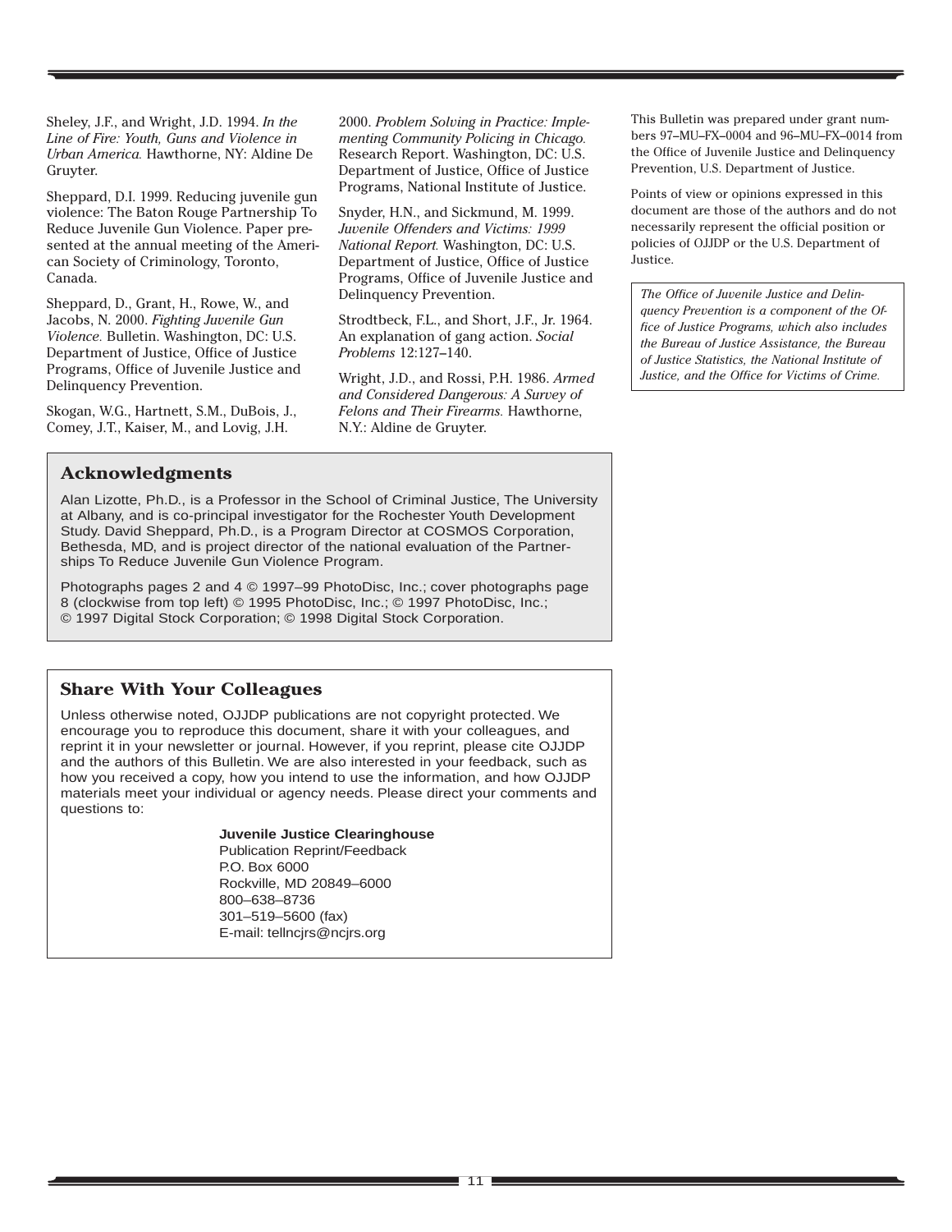Sheley, J.F., and Wright, J.D. 1994. *In the Line of Fire: Youth, Guns and Violence in Urban America.* Hawthorne, NY: Aldine De Gruyter.

Sheppard, D.I. 1999. Reducing juvenile gun violence: The Baton Rouge Partnership To Reduce Juvenile Gun Violence. Paper presented at the annual meeting of the American Society of Criminology, Toronto, Canada.

Sheppard, D., Grant, H., Rowe, W., and Jacobs, N. 2000. *Fighting Juvenile Gun Violence.* Bulletin. Washington, DC: U.S. Department of Justice, Office of Justice Programs, Office of Juvenile Justice and Delinquency Prevention.

Skogan, W.G., Hartnett, S.M., DuBois, J., Comey, J.T., Kaiser, M., and Lovig, J.H. 2000. *Problem Solving in Practice: Implementing Community Policing in Chicago.* Research Report. Washington, DC: U.S. Department of Justice, Office of Justice Programs, National Institute of Justice.

Snyder, H.N., and Sickmund, M. 1999. *Juvenile Offenders and Victims: 1999 National Report.* Washington, DC: U.S. Department of Justice, Office of Justice Programs, Office of Juvenile Justice and Delinquency Prevention.

Strodtbeck, F.L., and Short, J.F., Jr. 1964. An explanation of gang action. *Social Problems* 12:127–140.

Wright, J.D., and Rossi, P.H. 1986. *Armed and Considered Dangerous: A Survey of Felons and Their Firearms.* Hawthorne, N.Y.: Aldine de Gruyter.

## Acknowledgments

Alan Lizotte, Ph.D., is a Professor in the School of Criminal Justice, The University at Albany, and is co-principal investigator for the Rochester Youth Development Study. David Sheppard, Ph.D., is a Program Director at COSMOS Corporation, Bethesda, MD, and is project director of the national evaluation of the Partnerships To Reduce Juvenile Gun Violence Program.

Photographs pages 2 and 4 © 1997–99 PhotoDisc, Inc.; cover photographs page 8 (clockwise from top left) © 1995 PhotoDisc, Inc.; © 1997 PhotoDisc, Inc.; © 1997 Digital Stock Corporation; © 1998 Digital Stock Corporation.

## Share With Your Colleagues

Unless otherwise noted, OJJDP publications are not copyright protected. We encourage you to reproduce this document, share it with your colleagues, and reprint it in your newsletter or journal. However, if you reprint, please cite OJJDP and the authors of this Bulletin. We are also interested in your feedback, such as how you received a copy, how you intend to use the information, and how OJJDP materials meet your individual or agency needs. Please direct your comments and questions to:

**Juvenile Justice Clearinghouse**
Publication Reprint/Feedback
P.O. Box 6000
Rockville, MD 20849–6000
800–638–8736
301–519–5600 (fax)
E-mail: tellncjrs@ncjrs.org

This Bulletin was prepared under grant numbers 97–MU–FX–0004 and 96–MU–FX–0014 from the Office of Juvenile Justice and Delinquency Prevention, U.S. Department of Justice.

Points of view or opinions expressed in this document are those of the authors and do not necessarily represent the official position or policies of OJJDP or the U.S. Department of Justice.

*The Office of Juvenile Justice and Delinquency Prevention is a component of the Office of Justice Programs, which also includes the Bureau of Justice Assistance, the Bureau of Justice Statistics, the National Institute of Justice, and the Office for Victims of Crime.*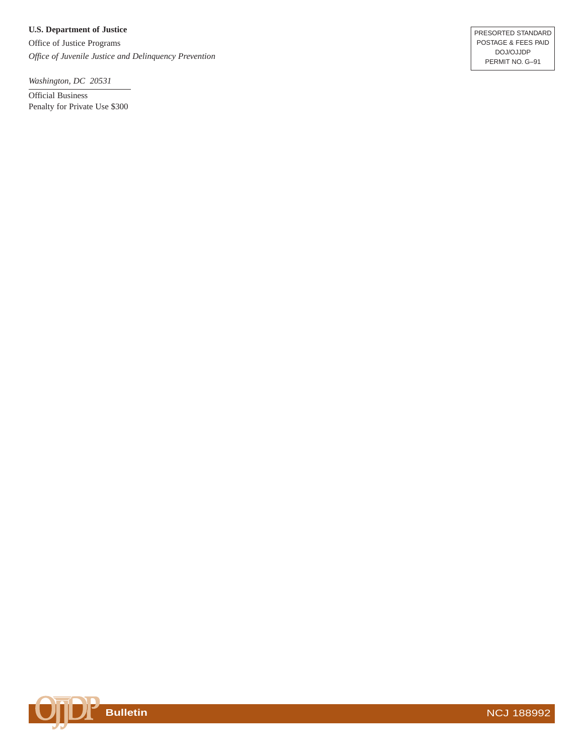**U.S. Department of Justice**

Office of Justice Programs

*Office of Juvenile Justice and Delinquency Prevention*

*Washington, DC 20531*

Official Business
Penalty for Private Use $300

PRESORTED STANDARD
POSTAGE & FEES PAID
DOJ/OJJDP
PERMIT NO. G–91

OJJDP **Bulletin**

NCJ 188992